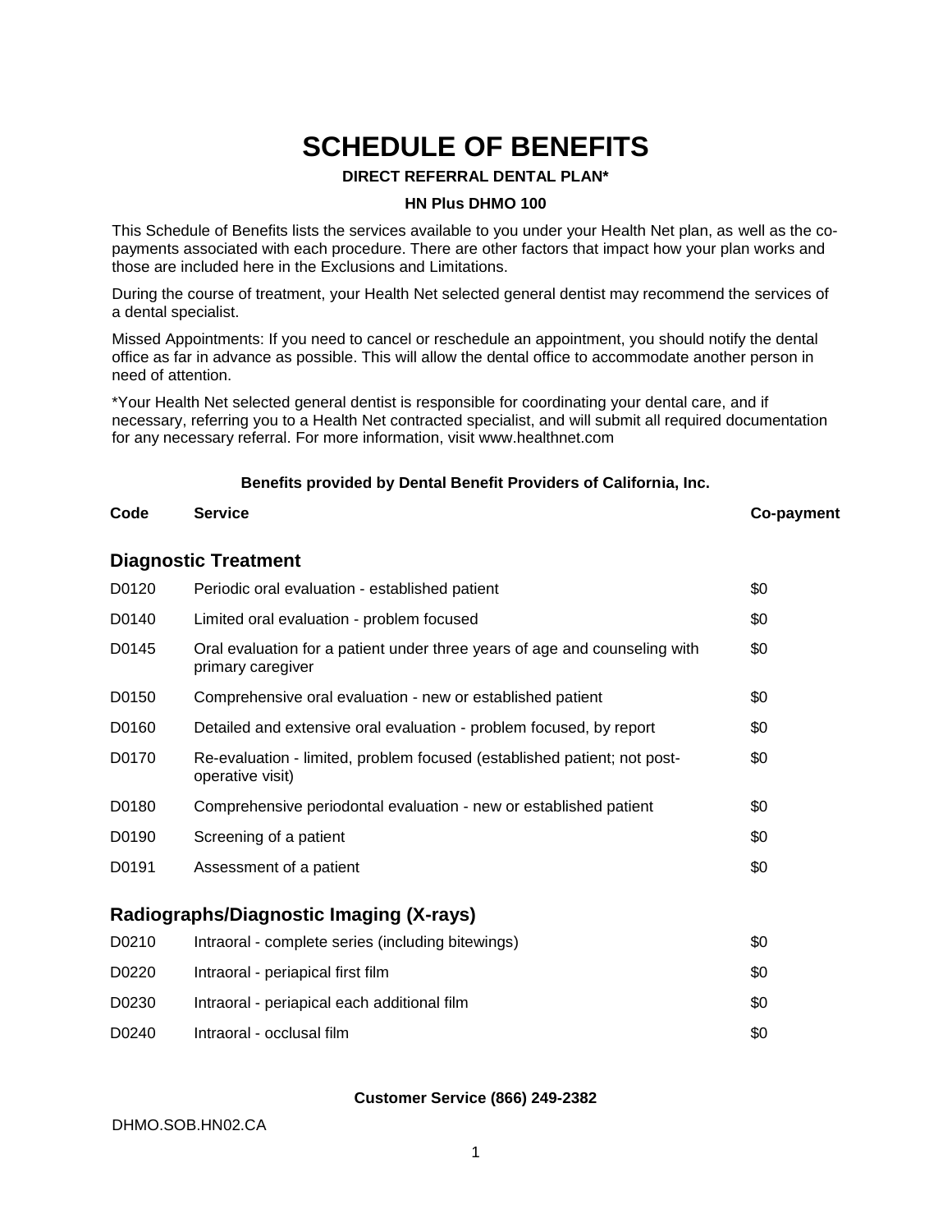# SCHEDULE OF BENEFITS

**DIRECT REFERRAL DENTAL PLAN***

**HN Plus DHMO 100**

This Schedule of Benefits lists the services available to you under your Health Net plan, as well as the co-payments associated with each procedure. There are other factors that impact how your plan works and those are included here in the Exclusions and Limitations.

During the course of treatment, your Health Net selected general dentist may recommend the services of a dental specialist.

Missed Appointments: If you need to cancel or reschedule an appointment, you should notify the dental office as far in advance as possible. This will allow the dental office to accommodate another person in need of attention.

*Your Health Net selected general dentist is responsible for coordinating your dental care, and if necessary, referring you to a Health Net contracted specialist, and will submit all required documentation for any necessary referral. For more information, visit www.healthnet.com

**Benefits provided by Dental Benefit Providers of California, Inc.**

| Code | Service | Co-payment |
|---|---|---|
| | **Diagnostic Treatment** | |
| D0120 | Periodic oral evaluation - established patient | $0 |
| D0140 | Limited oral evaluation - problem focused | $0 |
| D0145 | Oral evaluation for a patient under three years of age and counseling with primary caregiver | $0 |
| D0150 | Comprehensive oral evaluation - new or established patient | $0 |
| D0160 | Detailed and extensive oral evaluation - problem focused, by report | $0 |
| D0170 | Re-evaluation - limited, problem focused (established patient; not post-operative visit) | $0 |
| D0180 | Comprehensive periodontal evaluation - new or established patient | $0 |
| D0190 | Screening of a patient | $0 |
| D0191 | Assessment of a patient | $0 |
| | **Radiographs/Diagnostic Imaging (X-rays)** | |
| D0210 | Intraoral - complete series (including bitewings) | $0 |
| D0220 | Intraoral - periapical first film | $0 |
| D0230 | Intraoral - periapical each additional film | $0 |
| D0240 | Intraoral - occlusal film | $0 |

**Customer Service (866) 249-2382**

DHMO.SOB.HN02.CA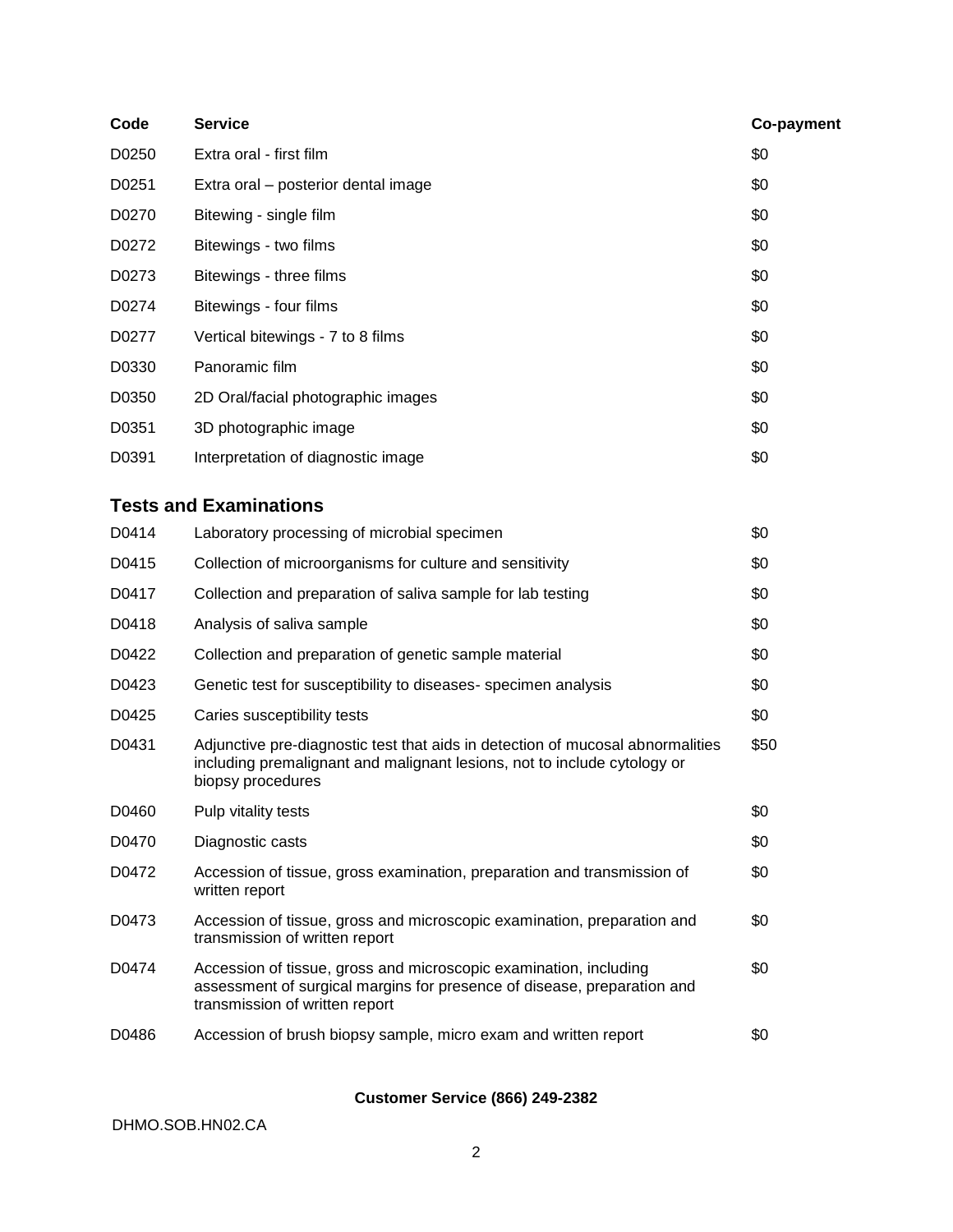| Code | Service | Co-payment |
| --- | --- | --- |
| D0250 | Extra oral - first film | $0 |
| D0251 | Extra oral – posterior dental image | $0 |
| D0270 | Bitewing - single film | $0 |
| D0272 | Bitewings - two films | $0 |
| D0273 | Bitewings - three films | $0 |
| D0274 | Bitewings - four films | $0 |
| D0277 | Vertical bitewings - 7 to 8 films | $0 |
| D0330 | Panoramic film | $0 |
| D0350 | 2D Oral/facial photographic images | $0 |
| D0351 | 3D photographic image | $0 |
| D0391 | Interpretation of diagnostic image | $0 |

### Tests and Examinations

| Code | Service | Co-payment |
| --- | --- | --- |
| D0414 | Laboratory processing of microbial specimen | $0 |
| D0415 | Collection of microorganisms for culture and sensitivity | $0 |
| D0417 | Collection and preparation of saliva sample for lab testing | $0 |
| D0418 | Analysis of saliva sample | $0 |
| D0422 | Collection and preparation of genetic sample material | $0 |
| D0423 | Genetic test for susceptibility to diseases- specimen analysis | $0 |
| D0425 | Caries susceptibility tests | $0 |
| D0431 | Adjunctive pre-diagnostic test that aids in detection of mucosal abnormalities including premalignant and malignant lesions, not to include cytology or biopsy procedures | $50 |
| D0460 | Pulp vitality tests | $0 |
| D0470 | Diagnostic casts | $0 |
| D0472 | Accession of tissue, gross examination, preparation and transmission of written report | $0 |
| D0473 | Accession of tissue, gross and microscopic examination, preparation and transmission of written report | $0 |
| D0474 | Accession of tissue, gross and microscopic examination, including assessment of surgical margins for presence of disease, preparation and transmission of written report | $0 |
| D0486 | Accession of brush biopsy sample, micro exam and written report | $0 |

**Customer Service (866) 249-2382**

DHMO.SOB.HN02.CA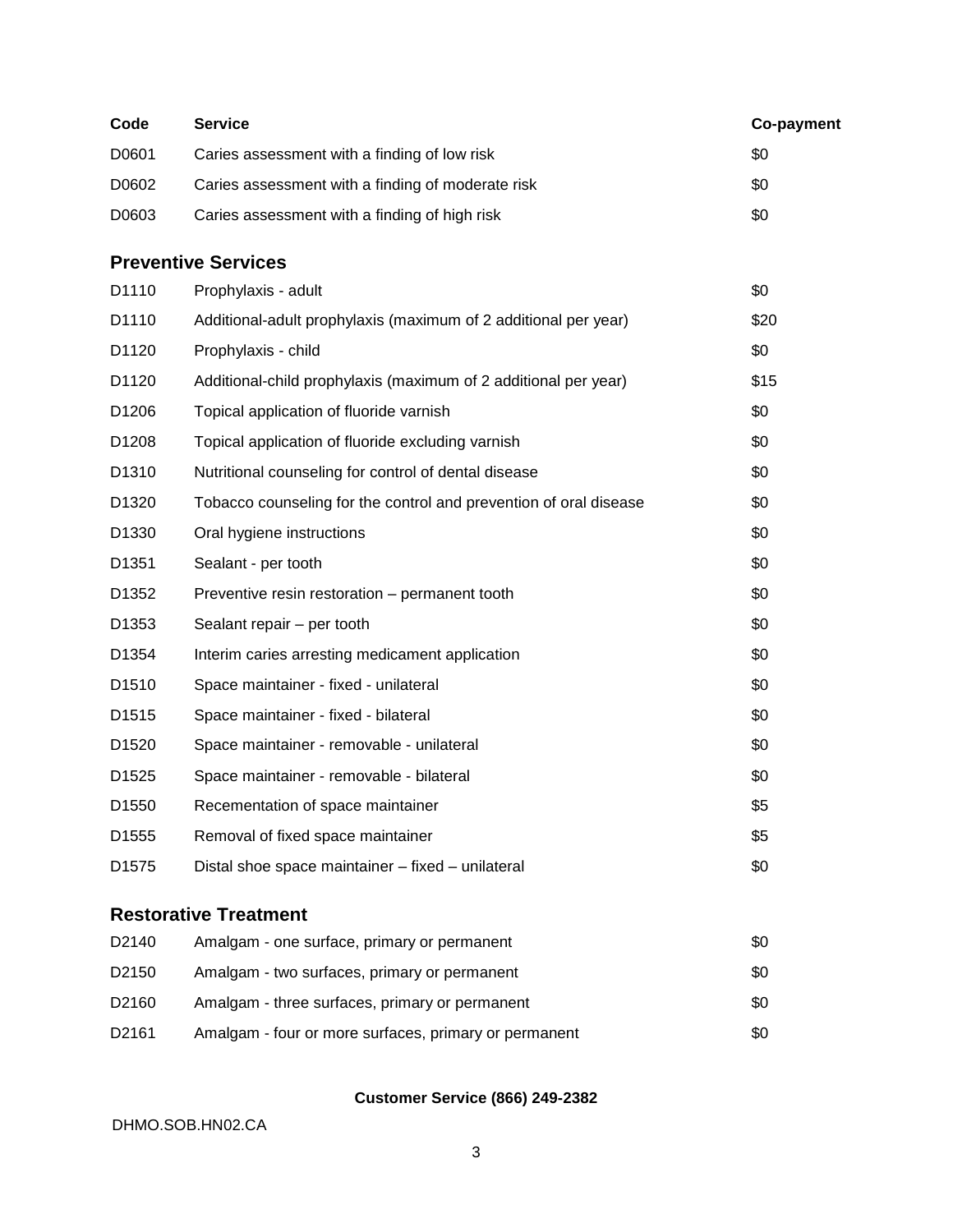| Code | Service | Co-payment |
|---|---|---|
| D0601 | Caries assessment with a finding of low risk | $0 |
| D0602 | Caries assessment with a finding of moderate risk | $0 |
| D0603 | Caries assessment with a finding of high risk | $0 |

## Preventive Services

| Code | Service | Co-payment |
|---|---|---|
| D1110 | Prophylaxis - adult | $0 |
| D1110 | Additional-adult prophylaxis (maximum of 2 additional per year) | $20 |
| D1120 | Prophylaxis - child | $0 |
| D1120 | Additional-child prophylaxis (maximum of 2 additional per year) | $15 |
| D1206 | Topical application of fluoride varnish | $0 |
| D1208 | Topical application of fluoride excluding varnish | $0 |
| D1310 | Nutritional counseling for control of dental disease | $0 |
| D1320 | Tobacco counseling for the control and prevention of oral disease | $0 |
| D1330 | Oral hygiene instructions | $0 |
| D1351 | Sealant - per tooth | $0 |
| D1352 | Preventive resin restoration – permanent tooth | $0 |
| D1353 | Sealant repair – per tooth | $0 |
| D1354 | Interim caries arresting medicament application | $0 |
| D1510 | Space maintainer - fixed - unilateral | $0 |
| D1515 | Space maintainer - fixed - bilateral | $0 |
| D1520 | Space maintainer - removable - unilateral | $0 |
| D1525 | Space maintainer - removable - bilateral | $0 |
| D1550 | Recementation of space maintainer | $5 |
| D1555 | Removal of fixed space maintainer | $5 |
| D1575 | Distal shoe space maintainer – fixed – unilateral | $0 |

## Restorative Treatment

| Code | Service | Co-payment |
|---|---|---|
| D2140 | Amalgam - one surface, primary or permanent | $0 |
| D2150 | Amalgam - two surfaces, primary or permanent | $0 |
| D2160 | Amalgam - three surfaces, primary or permanent | $0 |
| D2161 | Amalgam - four or more surfaces, primary or permanent | $0 |

**Customer Service (866) 249-2382**

DHMO.SOB.HN02.CA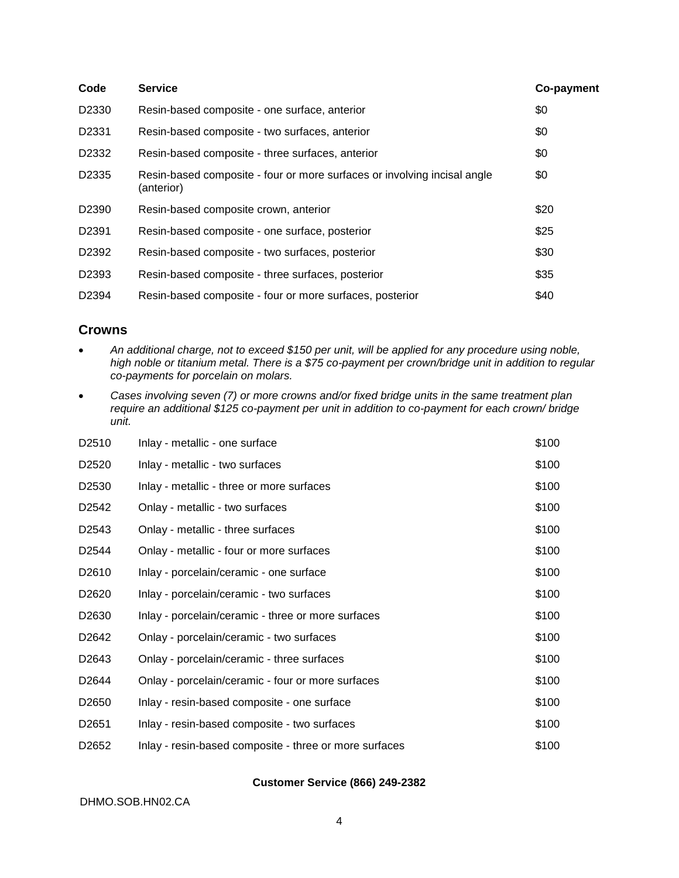| Code | Service | Co-payment |
|---|---|---|
| D2330 | Resin-based composite - one surface, anterior | $0 |
| D2331 | Resin-based composite - two surfaces, anterior | $0 |
| D2332 | Resin-based composite - three surfaces, anterior | $0 |
| D2335 | Resin-based composite - four or more surfaces or involving incisal angle (anterior) | $0 |
| D2390 | Resin-based composite crown, anterior | $20 |
| D2391 | Resin-based composite - one surface, posterior | $25 |
| D2392 | Resin-based composite - two surfaces, posterior | $30 |
| D2393 | Resin-based composite - three surfaces, posterior | $35 |
| D2394 | Resin-based composite - four or more surfaces, posterior | $40 |

## Crowns

- *An additional charge, not to exceed $150 per unit, will be applied for any procedure using noble, high noble or titanium metal. There is a $75 co-payment per crown/bridge unit in addition to regular co-payments for porcelain on molars.*
- *Cases involving seven (7) or more crowns and/or fixed bridge units in the same treatment plan require an additional $125 co-payment per unit in addition to co-payment for each crown/ bridge unit.*

| Code | Service | Co-payment |
|---|---|---|
| D2510 | Inlay - metallic - one surface | $100 |
| D2520 | Inlay - metallic - two surfaces | $100 |
| D2530 | Inlay - metallic - three or more surfaces | $100 |
| D2542 | Onlay - metallic - two surfaces | $100 |
| D2543 | Onlay - metallic - three surfaces | $100 |
| D2544 | Onlay - metallic - four or more surfaces | $100 |
| D2610 | Inlay - porcelain/ceramic - one surface | $100 |
| D2620 | Inlay - porcelain/ceramic - two surfaces | $100 |
| D2630 | Inlay - porcelain/ceramic - three or more surfaces | $100 |
| D2642 | Onlay - porcelain/ceramic - two surfaces | $100 |
| D2643 | Onlay - porcelain/ceramic - three surfaces | $100 |
| D2644 | Onlay - porcelain/ceramic - four or more surfaces | $100 |
| D2650 | Inlay - resin-based composite - one surface | $100 |
| D2651 | Inlay - resin-based composite - two surfaces | $100 |
| D2652 | Inlay - resin-based composite - three or more surfaces | $100 |

**Customer Service (866) 249-2382**

DHMO.SOB.HN02.CA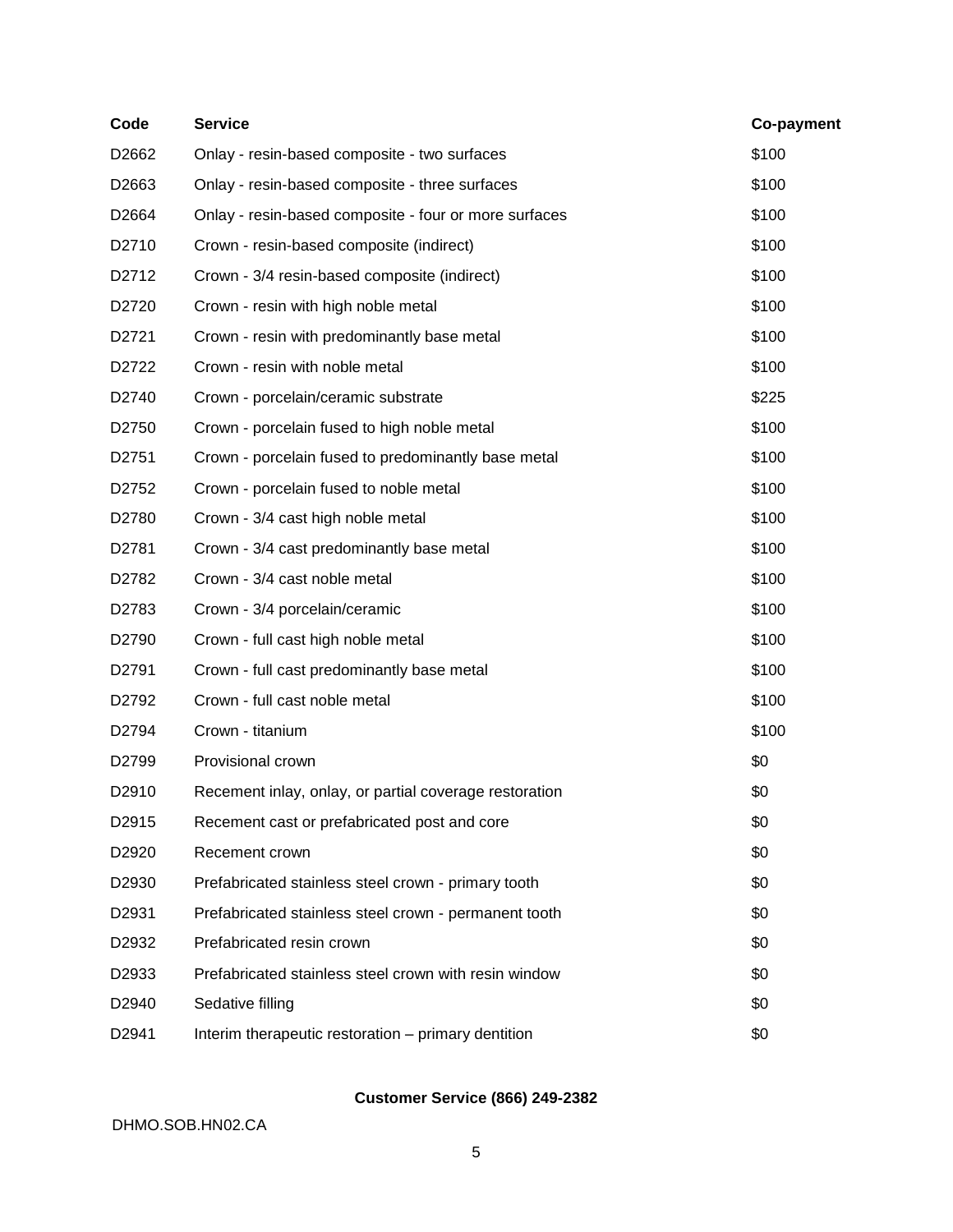| Code | Service | Co-payment |
| --- | --- | --- |
| D2662 | Onlay - resin-based composite - two surfaces | $100 |
| D2663 | Onlay - resin-based composite - three surfaces | $100 |
| D2664 | Onlay - resin-based composite - four or more surfaces | $100 |
| D2710 | Crown - resin-based composite (indirect) | $100 |
| D2712 | Crown - 3/4 resin-based composite (indirect) | $100 |
| D2720 | Crown - resin with high noble metal | $100 |
| D2721 | Crown - resin with predominantly base metal | $100 |
| D2722 | Crown - resin with noble metal | $100 |
| D2740 | Crown - porcelain/ceramic substrate | $225 |
| D2750 | Crown - porcelain fused to high noble metal | $100 |
| D2751 | Crown - porcelain fused to predominantly base metal | $100 |
| D2752 | Crown - porcelain fused to noble metal | $100 |
| D2780 | Crown - 3/4 cast high noble metal | $100 |
| D2781 | Crown - 3/4 cast predominantly base metal | $100 |
| D2782 | Crown - 3/4 cast noble metal | $100 |
| D2783 | Crown - 3/4 porcelain/ceramic | $100 |
| D2790 | Crown - full cast high noble metal | $100 |
| D2791 | Crown - full cast predominantly base metal | $100 |
| D2792 | Crown - full cast noble metal | $100 |
| D2794 | Crown - titanium | $100 |
| D2799 | Provisional crown | $0 |
| D2910 | Recement inlay, onlay, or partial coverage restoration | $0 |
| D2915 | Recement cast or prefabricated post and core | $0 |
| D2920 | Recement crown | $0 |
| D2930 | Prefabricated stainless steel crown - primary tooth | $0 |
| D2931 | Prefabricated stainless steel crown - permanent tooth | $0 |
| D2932 | Prefabricated resin crown | $0 |
| D2933 | Prefabricated stainless steel crown with resin window | $0 |
| D2940 | Sedative filling | $0 |
| D2941 | Interim therapeutic restoration – primary dentition | $0 |

**Customer Service (866) 249-2382**

DHMO.SOB.HN02.CA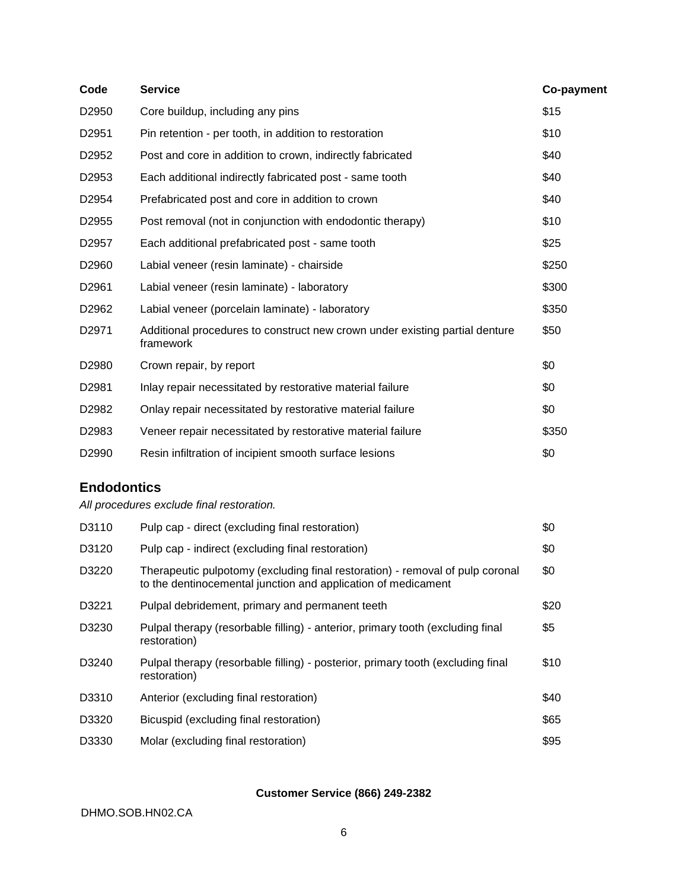| Code | Service | Co-payment |
|---|---|---|
| D2950 | Core buildup, including any pins | $15 |
| D2951 | Pin retention - per tooth, in addition to restoration | $10 |
| D2952 | Post and core in addition to crown, indirectly fabricated | $40 |
| D2953 | Each additional indirectly fabricated post - same tooth | $40 |
| D2954 | Prefabricated post and core in addition to crown | $40 |
| D2955 | Post removal (not in conjunction with endodontic therapy) | $10 |
| D2957 | Each additional prefabricated post - same tooth | $25 |
| D2960 | Labial veneer (resin laminate) - chairside | $250 |
| D2961 | Labial veneer (resin laminate) - laboratory | $300 |
| D2962 | Labial veneer (porcelain laminate) - laboratory | $350 |
| D2971 | Additional procedures to construct new crown under existing partial denture framework | $50 |
| D2980 | Crown repair, by report | $0 |
| D2981 | Inlay repair necessitated by restorative material failure | $0 |
| D2982 | Onlay repair necessitated by restorative material failure | $0 |
| D2983 | Veneer repair necessitated by restorative material failure | $350 |
| D2990 | Resin infiltration of incipient smooth surface lesions | $0 |

## Endodontics

*All procedures exclude final restoration.*

| Code | Service | Co-payment |
|---|---|---|
| D3110 | Pulp cap - direct (excluding final restoration) | $0 |
| D3120 | Pulp cap - indirect (excluding final restoration) | $0 |
| D3220 | Therapeutic pulpotomy (excluding final restoration) - removal of pulp coronal to the dentinocemental junction and application of medicament | $0 |
| D3221 | Pulpal debridement, primary and permanent teeth | $20 |
| D3230 | Pulpal therapy (resorbable filling) - anterior, primary tooth (excluding final restoration) | $5 |
| D3240 | Pulpal therapy (resorbable filling) - posterior, primary tooth (excluding final restoration) | $10 |
| D3310 | Anterior (excluding final restoration) | $40 |
| D3320 | Bicuspid (excluding final restoration) | $65 |
| D3330 | Molar (excluding final restoration) | $95 |

**Customer Service (866) 249-2382**

DHMO.SOB.HN02.CA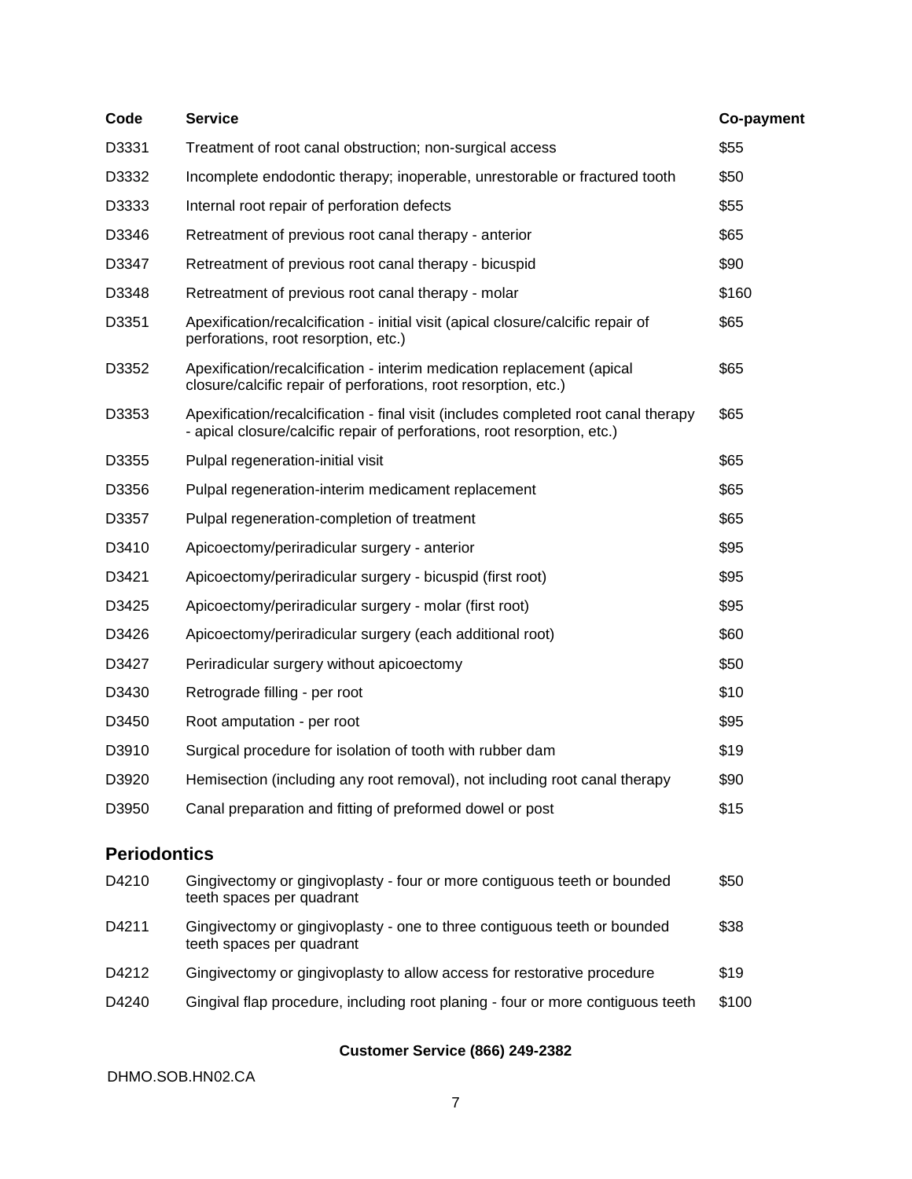| Code | Service | Co-payment |
|---|---|---|
| D3331 | Treatment of root canal obstruction; non-surgical access | $55 |
| D3332 | Incomplete endodontic therapy; inoperable, unrestorable or fractured tooth | $50 |
| D3333 | Internal root repair of perforation defects | $55 |
| D3346 | Retreatment of previous root canal therapy - anterior | $65 |
| D3347 | Retreatment of previous root canal therapy - bicuspid | $90 |
| D3348 | Retreatment of previous root canal therapy - molar | $160 |
| D3351 | Apexification/recalcification - initial visit (apical closure/calcific repair of perforations, root resorption, etc.) | $65 |
| D3352 | Apexification/recalcification - interim medication replacement (apical closure/calcific repair of perforations, root resorption, etc.) | $65 |
| D3353 | Apexification/recalcification - final visit (includes completed root canal therapy - apical closure/calcific repair of perforations, root resorption, etc.) | $65 |
| D3355 | Pulpal regeneration-initial visit | $65 |
| D3356 | Pulpal regeneration-interim medicament replacement | $65 |
| D3357 | Pulpal regeneration-completion of treatment | $65 |
| D3410 | Apicoectomy/periradicular surgery - anterior | $95 |
| D3421 | Apicoectomy/periradicular surgery - bicuspid (first root) | $95 |
| D3425 | Apicoectomy/periradicular surgery - molar (first root) | $95 |
| D3426 | Apicoectomy/periradicular surgery (each additional root) | $60 |
| D3427 | Periradicular surgery without apicoectomy | $50 |
| D3430 | Retrograde filling - per root | $10 |
| D3450 | Root amputation - per root | $95 |
| D3910 | Surgical procedure for isolation of tooth with rubber dam | $19 |
| D3920 | Hemisection (including any root removal), not including root canal therapy | $90 |
| D3950 | Canal preparation and fitting of preformed dowel or post | $15 |

## Periodontics

| Code | Service | Co-payment |
|---|---|---|
| D4210 | Gingivectomy or gingivoplasty - four or more contiguous teeth or bounded teeth spaces per quadrant | $50 |
| D4211 | Gingivectomy or gingivoplasty - one to three contiguous teeth or bounded teeth spaces per quadrant | $38 |
| D4212 | Gingivectomy or gingivoplasty to allow access for restorative procedure | $19 |
| D4240 | Gingival flap procedure, including root planing - four or more contiguous teeth | $100 |

**Customer Service (866) 249-2382**

DHMO.SOB.HN02.CA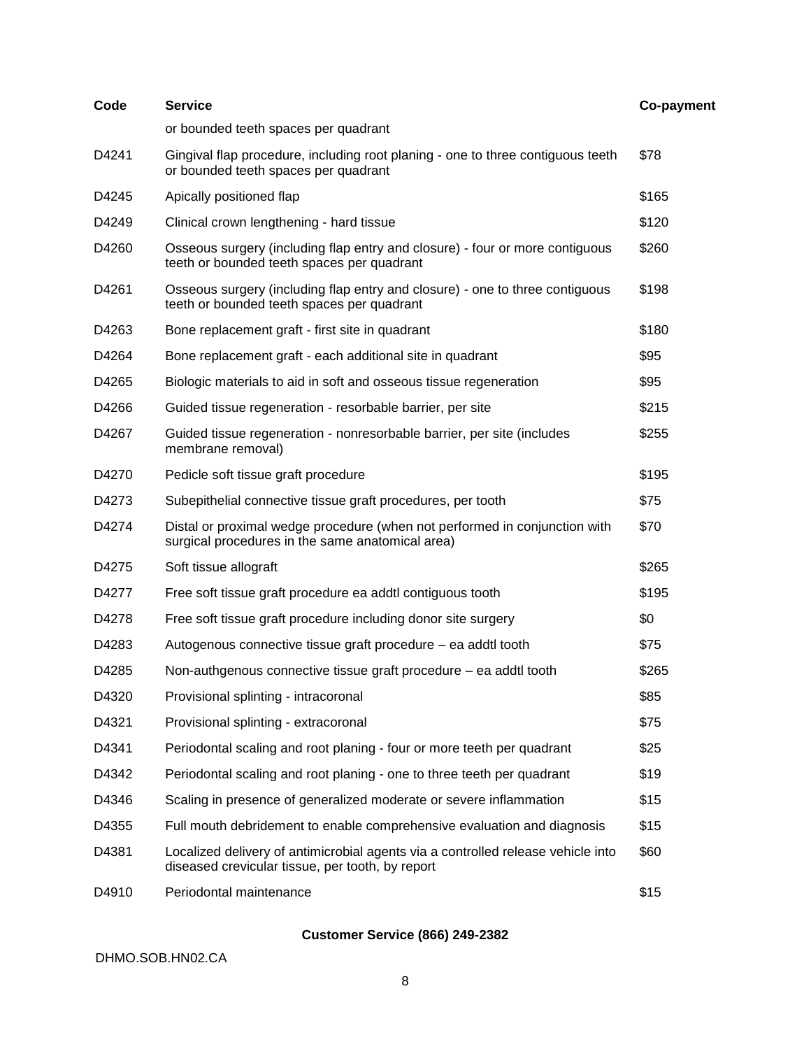| Code | Service | Co-payment |
|---|---|---|
| | or bounded teeth spaces per quadrant | |
| D4241 | Gingival flap procedure, including root planing - one to three contiguous teeth or bounded teeth spaces per quadrant | $78 |
| D4245 | Apically positioned flap | $165 |
| D4249 | Clinical crown lengthening - hard tissue | $120 |
| D4260 | Osseous surgery (including flap entry and closure) - four or more contiguous teeth or bounded teeth spaces per quadrant | $260 |
| D4261 | Osseous surgery (including flap entry and closure) - one to three contiguous teeth or bounded teeth spaces per quadrant | $198 |
| D4263 | Bone replacement graft - first site in quadrant | $180 |
| D4264 | Bone replacement graft - each additional site in quadrant | $95 |
| D4265 | Biologic materials to aid in soft and osseous tissue regeneration | $95 |
| D4266 | Guided tissue regeneration - resorbable barrier, per site | $215 |
| D4267 | Guided tissue regeneration - nonresorbable barrier, per site (includes membrane removal) | $255 |
| D4270 | Pedicle soft tissue graft procedure | $195 |
| D4273 | Subepithelial connective tissue graft procedures, per tooth | $75 |
| D4274 | Distal or proximal wedge procedure (when not performed in conjunction with surgical procedures in the same anatomical area) | $70 |
| D4275 | Soft tissue allograft | $265 |
| D4277 | Free soft tissue graft procedure ea addtl contiguous tooth | $195 |
| D4278 | Free soft tissue graft procedure including donor site surgery | $0 |
| D4283 | Autogenous connective tissue graft procedure – ea addtl tooth | $75 |
| D4285 | Non-authgenous connective tissue graft procedure – ea addtl tooth | $265 |
| D4320 | Provisional splinting - intracoronal | $85 |
| D4321 | Provisional splinting - extracoronal | $75 |
| D4341 | Periodontal scaling and root planing - four or more teeth per quadrant | $25 |
| D4342 | Periodontal scaling and root planing - one to three teeth per quadrant | $19 |
| D4346 | Scaling in presence of generalized moderate or severe inflammation | $15 |
| D4355 | Full mouth debridement to enable comprehensive evaluation and diagnosis | $15 |
| D4381 | Localized delivery of antimicrobial agents via a controlled release vehicle into diseased crevicular tissue, per tooth, by report | $60 |
| D4910 | Periodontal maintenance | $15 |

**Customer Service (866) 249-2382**

DHMO.SOB.HN02.CA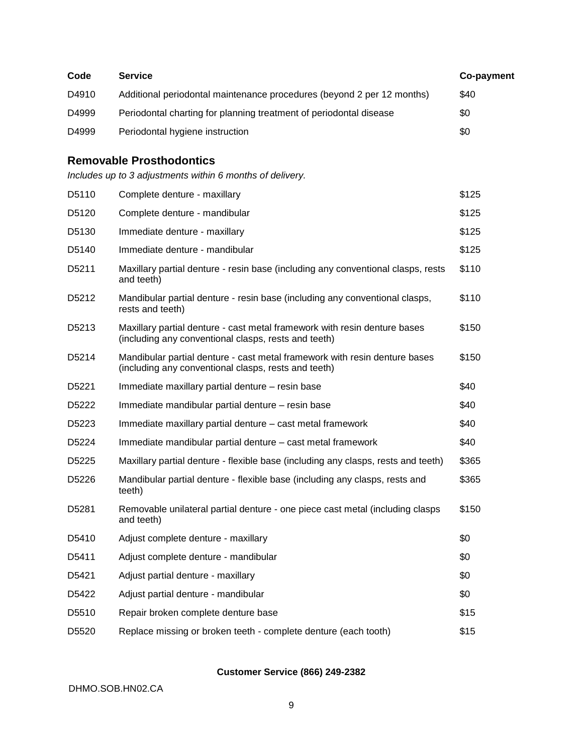| Code | Service | Co-payment |
| --- | --- | --- |
| D4910 | Additional periodontal maintenance procedures (beyond 2 per 12 months) | $40 |
| D4999 | Periodontal charting for planning treatment of periodontal disease | $0 |
| D4999 | Periodontal hygiene instruction | $0 |

## Removable Prosthodontics

*Includes up to 3 adjustments within 6 months of delivery.*

| Code | Service | Co-payment |
| --- | --- | --- |
| D5110 | Complete denture - maxillary | $125 |
| D5120 | Complete denture - mandibular | $125 |
| D5130 | Immediate denture - maxillary | $125 |
| D5140 | Immediate denture - mandibular | $125 |
| D5211 | Maxillary partial denture - resin base (including any conventional clasps, rests and teeth) | $110 |
| D5212 | Mandibular partial denture - resin base (including any conventional clasps, rests and teeth) | $110 |
| D5213 | Maxillary partial denture - cast metal framework with resin denture bases (including any conventional clasps, rests and teeth) | $150 |
| D5214 | Mandibular partial denture - cast metal framework with resin denture bases (including any conventional clasps, rests and teeth) | $150 |
| D5221 | Immediate maxillary partial denture – resin base | $40 |
| D5222 | Immediate mandibular partial denture – resin base | $40 |
| D5223 | Immediate maxillary partial denture – cast metal framework | $40 |
| D5224 | Immediate mandibular partial denture – cast metal framework | $40 |
| D5225 | Maxillary partial denture - flexible base (including any clasps, rests and teeth) | $365 |
| D5226 | Mandibular partial denture - flexible base (including any clasps, rests and teeth) | $365 |
| D5281 | Removable unilateral partial denture - one piece cast metal (including clasps and teeth) | $150 |
| D5410 | Adjust complete denture - maxillary | $0 |
| D5411 | Adjust complete denture - mandibular | $0 |
| D5421 | Adjust partial denture - maxillary | $0 |
| D5422 | Adjust partial denture - mandibular | $0 |
| D5510 | Repair broken complete denture base | $15 |
| D5520 | Replace missing or broken teeth - complete denture (each tooth) | $15 |

**Customer Service (866) 249-2382**

DHMO.SOB.HN02.CA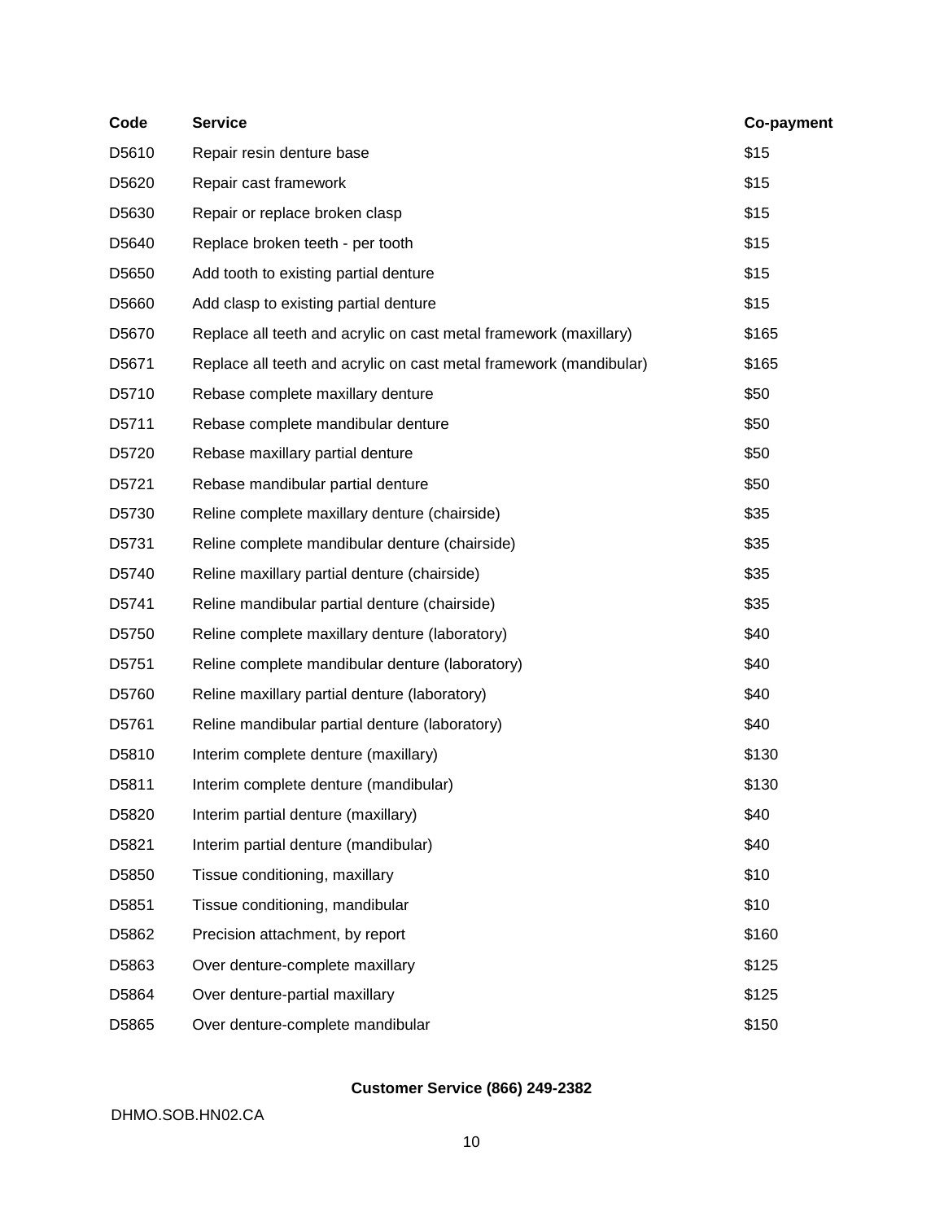| Code | Service | Co-payment |
|---|---|---|
| D5610 | Repair resin denture base | $15 |
| D5620 | Repair cast framework | $15 |
| D5630 | Repair or replace broken clasp | $15 |
| D5640 | Replace broken teeth - per tooth | $15 |
| D5650 | Add tooth to existing partial denture | $15 |
| D5660 | Add clasp to existing partial denture | $15 |
| D5670 | Replace all teeth and acrylic on cast metal framework (maxillary) | $165 |
| D5671 | Replace all teeth and acrylic on cast metal framework (mandibular) | $165 |
| D5710 | Rebase complete maxillary denture | $50 |
| D5711 | Rebase complete mandibular denture | $50 |
| D5720 | Rebase maxillary partial denture | $50 |
| D5721 | Rebase mandibular partial denture | $50 |
| D5730 | Reline complete maxillary denture (chairside) | $35 |
| D5731 | Reline complete mandibular denture (chairside) | $35 |
| D5740 | Reline maxillary partial denture (chairside) | $35 |
| D5741 | Reline mandibular partial denture (chairside) | $35 |
| D5750 | Reline complete maxillary denture (laboratory) | $40 |
| D5751 | Reline complete mandibular denture (laboratory) | $40 |
| D5760 | Reline maxillary partial denture (laboratory) | $40 |
| D5761 | Reline mandibular partial denture (laboratory) | $40 |
| D5810 | Interim complete denture (maxillary) | $130 |
| D5811 | Interim complete denture (mandibular) | $130 |
| D5820 | Interim partial denture (maxillary) | $40 |
| D5821 | Interim partial denture (mandibular) | $40 |
| D5850 | Tissue conditioning, maxillary | $10 |
| D5851 | Tissue conditioning, mandibular | $10 |
| D5862 | Precision attachment, by report | $160 |
| D5863 | Over denture-complete maxillary | $125 |
| D5864 | Over denture-partial maxillary | $125 |
| D5865 | Over denture-complete mandibular | $150 |

**Customer Service (866) 249-2382**

DHMO.SOB.HN02.CA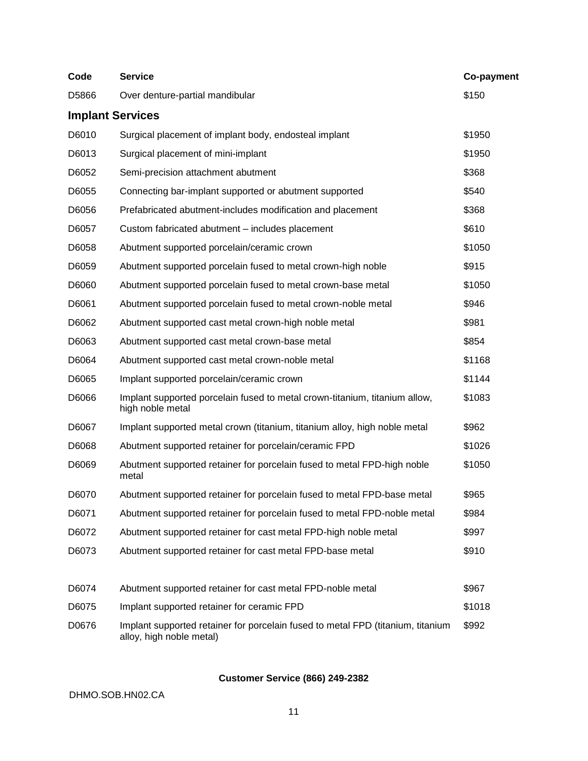| Code | Service | Co-payment |
|---|---|---|
| D5866 | Over denture-partial mandibular | $150 |

## Implant Services

| Code | Service | Co-payment |
|---|---|---|
| D6010 | Surgical placement of implant body, endosteal implant | $1950 |
| D6013 | Surgical placement of mini-implant | $1950 |
| D6052 | Semi-precision attachment abutment | $368 |
| D6055 | Connecting bar-implant supported or abutment supported | $540 |
| D6056 | Prefabricated abutment-includes modification and placement | $368 |
| D6057 | Custom fabricated abutment – includes placement | $610 |
| D6058 | Abutment supported porcelain/ceramic crown | $1050 |
| D6059 | Abutment supported porcelain fused to metal crown-high noble | $915 |
| D6060 | Abutment supported porcelain fused to metal crown-base metal | $1050 |
| D6061 | Abutment supported porcelain fused to metal crown-noble metal | $946 |
| D6062 | Abutment supported cast metal crown-high noble metal | $981 |
| D6063 | Abutment supported cast metal crown-base metal | $854 |
| D6064 | Abutment supported cast metal crown-noble metal | $1168 |
| D6065 | Implant supported porcelain/ceramic crown | $1144 |
| D6066 | Implant supported porcelain fused to metal crown-titanium, titanium allow, high noble metal | $1083 |
| D6067 | Implant supported metal crown (titanium, titanium alloy, high noble metal | $962 |
| D6068 | Abutment supported retainer for porcelain/ceramic FPD | $1026 |
| D6069 | Abutment supported retainer for porcelain fused to metal FPD-high noble metal | $1050 |
| D6070 | Abutment supported retainer for porcelain fused to metal FPD-base metal | $965 |
| D6071 | Abutment supported retainer for porcelain fused to metal FPD-noble metal | $984 |
| D6072 | Abutment supported retainer for cast metal FPD-high noble metal | $997 |
| D6073 | Abutment supported retainer for cast metal FPD-base metal | $910 |
| D6074 | Abutment supported retainer for cast metal FPD-noble metal | $967 |
| D6075 | Implant supported retainer for ceramic FPD | $1018 |
| D0676 | Implant supported retainer for porcelain fused to metal FPD (titanium, titanium alloy, high noble metal) | $992 |

**Customer Service (866) 249-2382**

DHMO.SOB.HN02.CA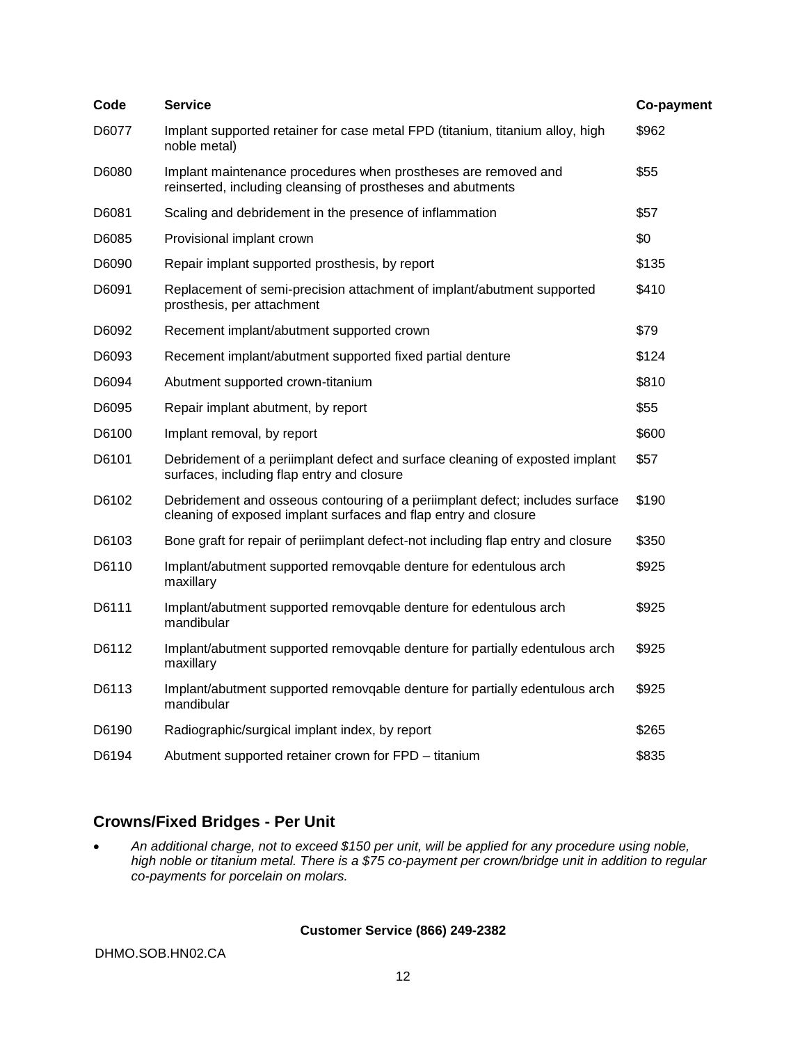| Code | Service | Co-payment |
| --- | --- | --- |
| D6077 | Implant supported retainer for case metal FPD (titanium, titanium alloy, high noble metal) | $962 |
| D6080 | Implant maintenance procedures when prostheses are removed and reinserted, including cleansing of prostheses and abutments | $55 |
| D6081 | Scaling and debridement in the presence of inflammation | $57 |
| D6085 | Provisional implant crown | $0 |
| D6090 | Repair implant supported prosthesis, by report | $135 |
| D6091 | Replacement of semi-precision attachment of implant/abutment supported prosthesis, per attachment | $410 |
| D6092 | Recement implant/abutment supported crown | $79 |
| D6093 | Recement implant/abutment supported fixed partial denture | $124 |
| D6094 | Abutment supported crown-titanium | $810 |
| D6095 | Repair implant abutment, by report | $55 |
| D6100 | Implant removal, by report | $600 |
| D6101 | Debridement of a periimplant defect and surface cleaning of exposted implant surfaces, including flap entry and closure | $57 |
| D6102 | Debridement and osseous contouring of a periimplant defect; includes surface cleaning of exposed implant surfaces and flap entry and closure | $190 |
| D6103 | Bone graft for repair of periimplant defect-not including flap entry and closure | $350 |
| D6110 | Implant/abutment supported removqable denture for edentulous arch maxillary | $925 |
| D6111 | Implant/abutment supported removqable denture for edentulous arch mandibular | $925 |
| D6112 | Implant/abutment supported removqable denture for partially edentulous arch maxillary | $925 |
| D6113 | Implant/abutment supported removqable denture for partially edentulous arch mandibular | $925 |
| D6190 | Radiographic/surgical implant index, by report | $265 |
| D6194 | Abutment supported retainer crown for FPD – titanium | $835 |

## Crowns/Fixed Bridges - Per Unit

- *An additional charge, not to exceed $150 per unit, will be applied for any procedure using noble, high noble or titanium metal. There is a $75 co-payment per crown/bridge unit in addition to regular co-payments for porcelain on molars.*

**Customer Service (866) 249-2382**

DHMO.SOB.HN02.CA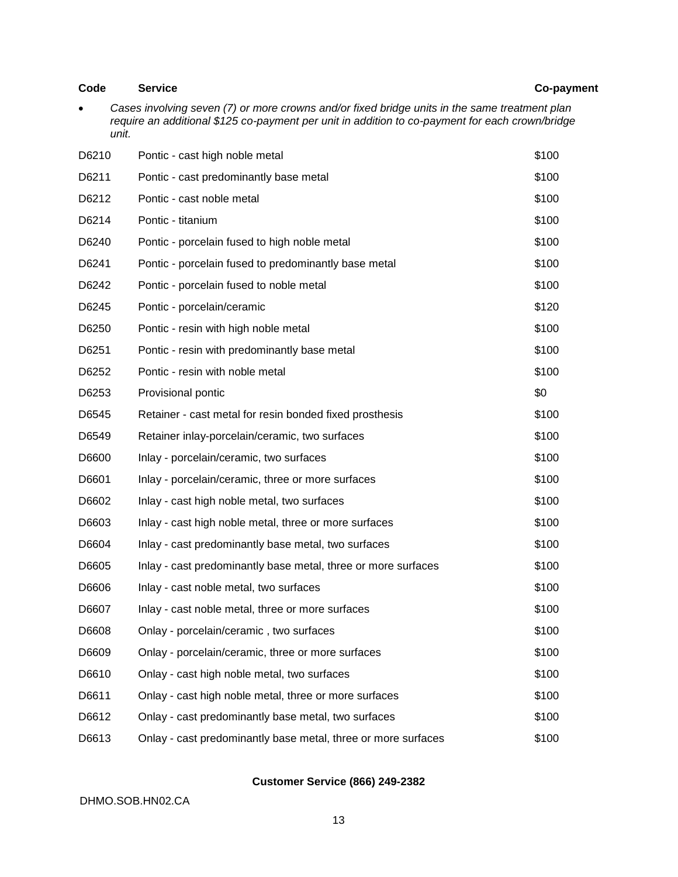| Code | Service | Co-payment |
|---|---|---|
| • | *Cases involving seven (7) or more crowns and/or fixed bridge units in the same treatment plan require an additional $125 co-payment per unit in addition to co-payment for each crown/bridge unit.* | |
| D6210 | Pontic - cast high noble metal | $100 |
| D6211 | Pontic - cast predominantly base metal | $100 |
| D6212 | Pontic - cast noble metal | $100 |
| D6214 | Pontic - titanium | $100 |
| D6240 | Pontic - porcelain fused to high noble metal | $100 |
| D6241 | Pontic - porcelain fused to predominantly base metal | $100 |
| D6242 | Pontic - porcelain fused to noble metal | $100 |
| D6245 | Pontic - porcelain/ceramic | $120 |
| D6250 | Pontic - resin with high noble metal | $100 |
| D6251 | Pontic - resin with predominantly base metal | $100 |
| D6252 | Pontic - resin with noble metal | $100 |
| D6253 | Provisional pontic | $0 |
| D6545 | Retainer - cast metal for resin bonded fixed prosthesis | $100 |
| D6549 | Retainer inlay-porcelain/ceramic, two surfaces | $100 |
| D6600 | Inlay - porcelain/ceramic, two surfaces | $100 |
| D6601 | Inlay - porcelain/ceramic, three or more surfaces | $100 |
| D6602 | Inlay - cast high noble metal, two surfaces | $100 |
| D6603 | Inlay - cast high noble metal, three or more surfaces | $100 |
| D6604 | Inlay - cast predominantly base metal, two surfaces | $100 |
| D6605 | Inlay - cast predominantly base metal, three or more surfaces | $100 |
| D6606 | Inlay - cast noble metal, two surfaces | $100 |
| D6607 | Inlay - cast noble metal, three or more surfaces | $100 |
| D6608 | Onlay - porcelain/ceramic , two surfaces | $100 |
| D6609 | Onlay - porcelain/ceramic, three or more surfaces | $100 |
| D6610 | Onlay - cast high noble metal, two surfaces | $100 |
| D6611 | Onlay - cast high noble metal, three or more surfaces | $100 |
| D6612 | Onlay - cast predominantly base metal, two surfaces | $100 |
| D6613 | Onlay - cast predominantly base metal, three or more surfaces | $100 |

**Customer Service (866) 249-2382**

DHMO.SOB.HN02.CA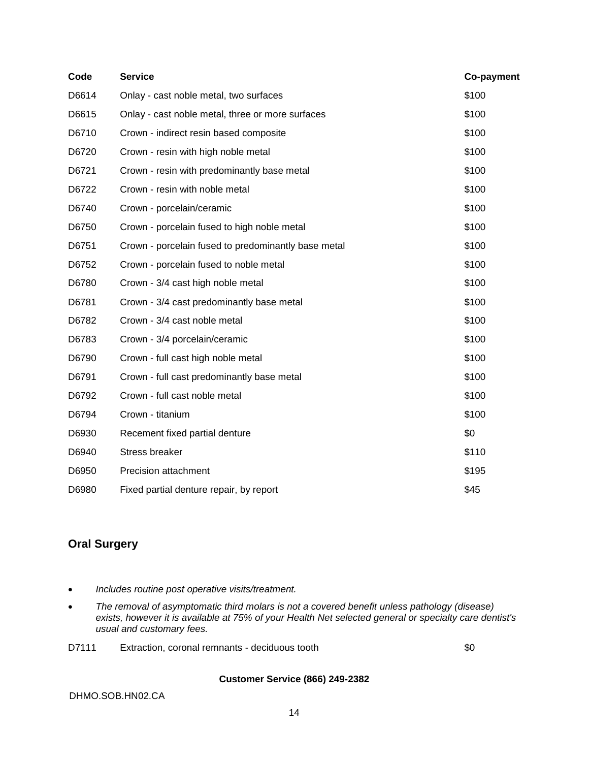| Code | Service | Co-payment |
|---|---|---|
| D6614 | Onlay - cast noble metal, two surfaces | $100 |
| D6615 | Onlay - cast noble metal, three or more surfaces | $100 |
| D6710 | Crown - indirect resin based composite | $100 |
| D6720 | Crown - resin with high noble metal | $100 |
| D6721 | Crown - resin with predominantly base metal | $100 |
| D6722 | Crown - resin with noble metal | $100 |
| D6740 | Crown - porcelain/ceramic | $100 |
| D6750 | Crown - porcelain fused to high noble metal | $100 |
| D6751 | Crown - porcelain fused to predominantly base metal | $100 |
| D6752 | Crown - porcelain fused to noble metal | $100 |
| D6780 | Crown - 3/4 cast high noble metal | $100 |
| D6781 | Crown - 3/4 cast predominantly base metal | $100 |
| D6782 | Crown - 3/4 cast noble metal | $100 |
| D6783 | Crown - 3/4 porcelain/ceramic | $100 |
| D6790 | Crown - full cast high noble metal | $100 |
| D6791 | Crown - full cast predominantly base metal | $100 |
| D6792 | Crown - full cast noble metal | $100 |
| D6794 | Crown - titanium | $100 |
| D6930 | Recement fixed partial denture | $0 |
| D6940 | Stress breaker | $110 |
| D6950 | Precision attachment | $195 |
| D6980 | Fixed partial denture repair, by report | $45 |

## Oral Surgery

- *Includes routine post operative visits/treatment.*
- *The removal of asymptomatic third molars is not a covered benefit unless pathology (disease) exists, however it is available at 75% of your Health Net selected general or specialty care dentist's usual and customary fees.*

| | | |
|---|---|---|
| D7111 | Extraction, coronal remnants - deciduous tooth | $0 |

**Customer Service (866) 249-2382**

DHMO.SOB.HN02.CA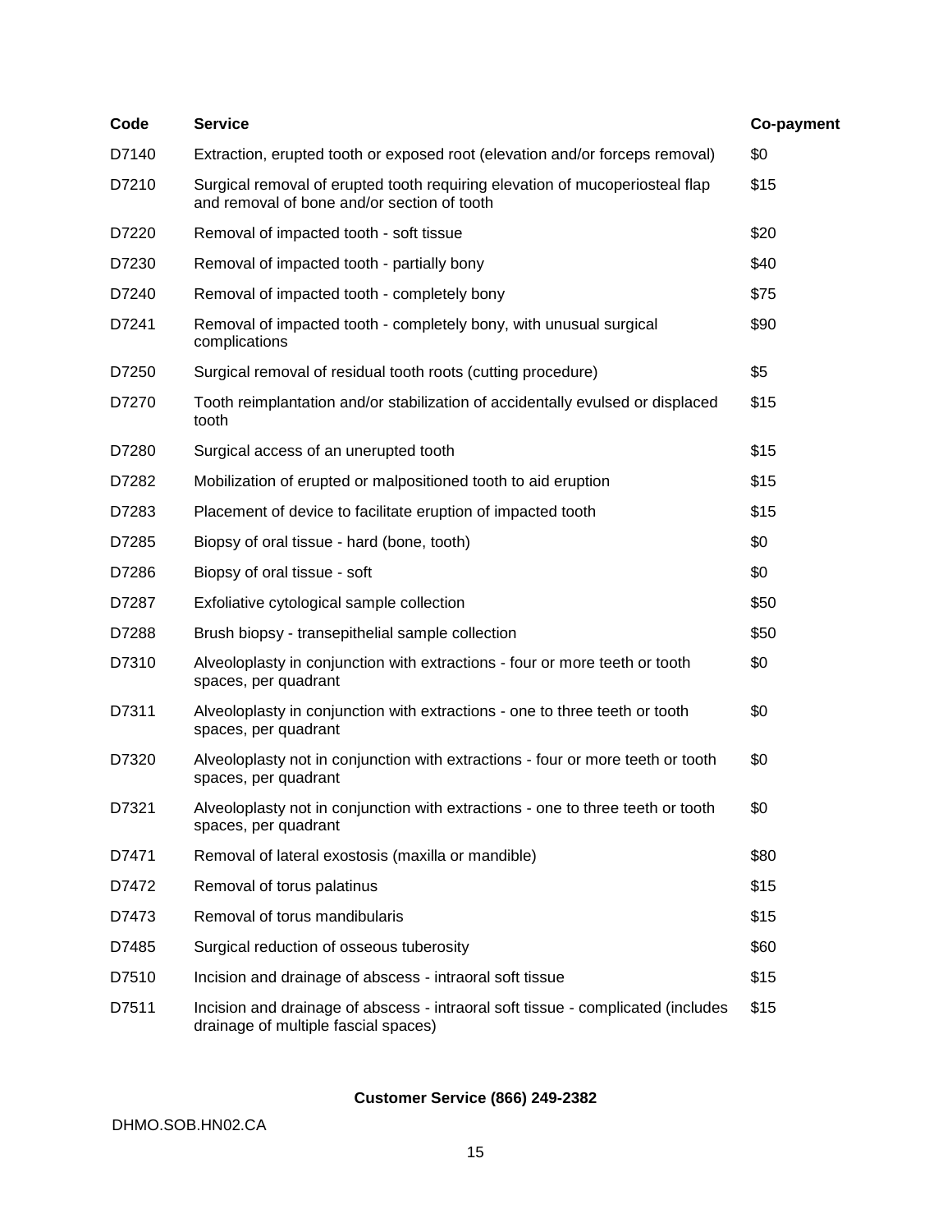| Code | Service | Co-payment |
| --- | --- | --- |
| D7140 | Extraction, erupted tooth or exposed root (elevation and/or forceps removal) | $0 |
| D7210 | Surgical removal of erupted tooth requiring elevation of mucoperiosteal flap and removal of bone and/or section of tooth | $15 |
| D7220 | Removal of impacted tooth - soft tissue | $20 |
| D7230 | Removal of impacted tooth - partially bony | $40 |
| D7240 | Removal of impacted tooth - completely bony | $75 |
| D7241 | Removal of impacted tooth - completely bony, with unusual surgical complications | $90 |
| D7250 | Surgical removal of residual tooth roots (cutting procedure) | $5 |
| D7270 | Tooth reimplantation and/or stabilization of accidentally evulsed or displaced tooth | $15 |
| D7280 | Surgical access of an unerupted tooth | $15 |
| D7282 | Mobilization of erupted or malpositioned tooth to aid eruption | $15 |
| D7283 | Placement of device to facilitate eruption of impacted tooth | $15 |
| D7285 | Biopsy of oral tissue - hard (bone, tooth) | $0 |
| D7286 | Biopsy of oral tissue - soft | $0 |
| D7287 | Exfoliative cytological sample collection | $50 |
| D7288 | Brush biopsy - transepithelial sample collection | $50 |
| D7310 | Alveoloplasty in conjunction with extractions - four or more teeth or tooth spaces, per quadrant | $0 |
| D7311 | Alveoloplasty in conjunction with extractions - one to three teeth or tooth spaces, per quadrant | $0 |
| D7320 | Alveoloplasty not in conjunction with extractions - four or more teeth or tooth spaces, per quadrant | $0 |
| D7321 | Alveoloplasty not in conjunction with extractions - one to three teeth or tooth spaces, per quadrant | $0 |
| D7471 | Removal of lateral exostosis (maxilla or mandible) | $80 |
| D7472 | Removal of torus palatinus | $15 |
| D7473 | Removal of torus mandibularis | $15 |
| D7485 | Surgical reduction of osseous tuberosity | $60 |
| D7510 | Incision and drainage of abscess - intraoral soft tissue | $15 |
| D7511 | Incision and drainage of abscess - intraoral soft tissue - complicated (includes drainage of multiple fascial spaces) | $15 |

**Customer Service (866) 249-2382**

DHMO.SOB.HN02.CA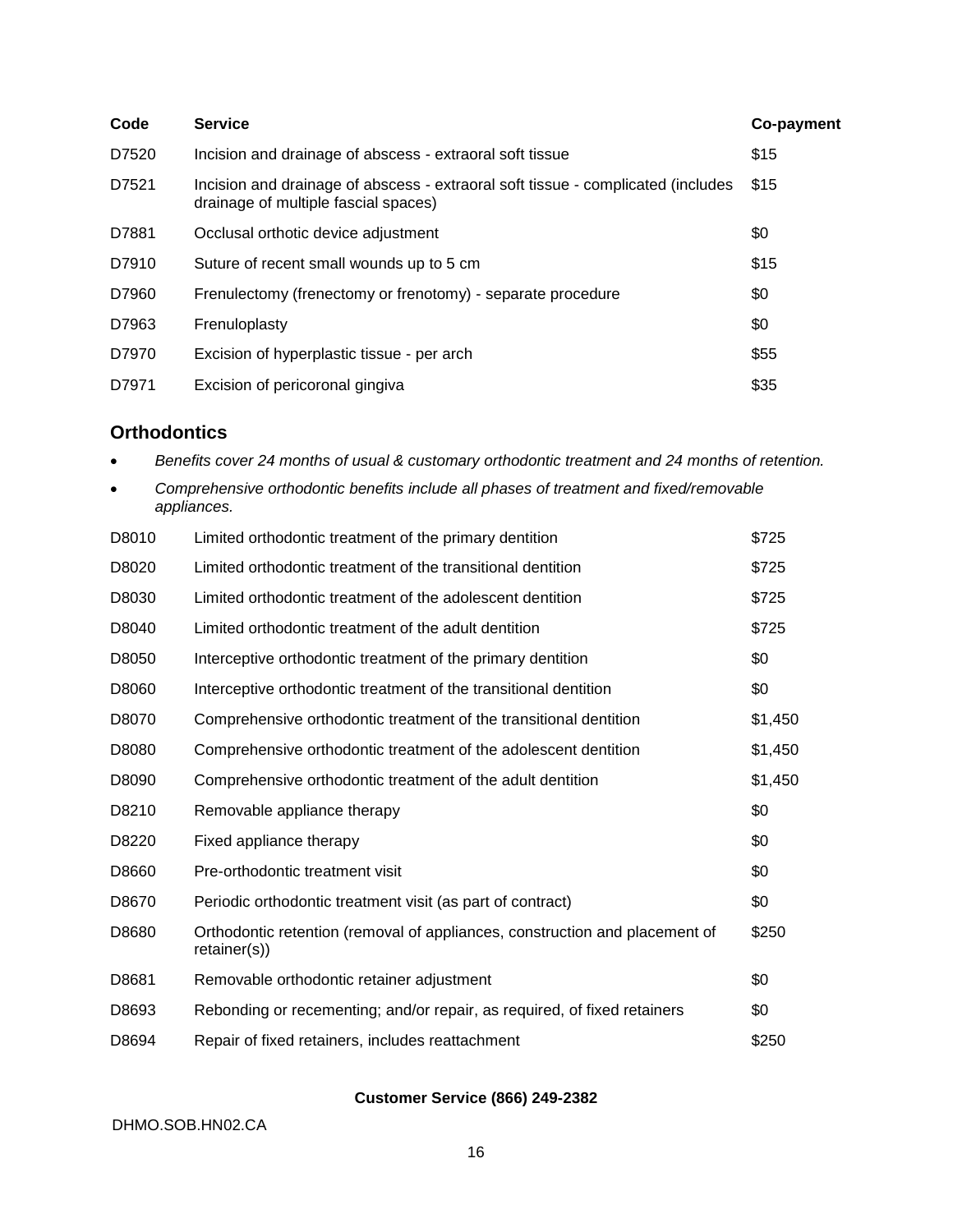| Code | Service | Co-payment |
|---|---|---|
| D7520 | Incision and drainage of abscess - extraoral soft tissue | $15 |
| D7521 | Incision and drainage of abscess - extraoral soft tissue - complicated (includes drainage of multiple fascial spaces) | $15 |
| D7881 | Occlusal orthotic device adjustment | $0 |
| D7910 | Suture of recent small wounds up to 5 cm | $15 |
| D7960 | Frenulectomy (frenectomy or frenotomy) - separate procedure | $0 |
| D7963 | Frenuloplasty | $0 |
| D7970 | Excision of hyperplastic tissue - per arch | $55 |
| D7971 | Excision of pericoronal gingiva | $35 |

## Orthodontics

- *Benefits cover 24 months of usual & customary orthodontic treatment and 24 months of retention.*
- *Comprehensive orthodontic benefits include all phases of treatment and fixed/removable appliances.*

| Code | Service | Co-payment |
|---|---|---|
| D8010 | Limited orthodontic treatment of the primary dentition | $725 |
| D8020 | Limited orthodontic treatment of the transitional dentition | $725 |
| D8030 | Limited orthodontic treatment of the adolescent dentition | $725 |
| D8040 | Limited orthodontic treatment of the adult dentition | $725 |
| D8050 | Interceptive orthodontic treatment of the primary dentition | $0 |
| D8060 | Interceptive orthodontic treatment of the transitional dentition | $0 |
| D8070 | Comprehensive orthodontic treatment of the transitional dentition | $1,450 |
| D8080 | Comprehensive orthodontic treatment of the adolescent dentition | $1,450 |
| D8090 | Comprehensive orthodontic treatment of the adult dentition | $1,450 |
| D8210 | Removable appliance therapy | $0 |
| D8220 | Fixed appliance therapy | $0 |
| D8660 | Pre-orthodontic treatment visit | $0 |
| D8670 | Periodic orthodontic treatment visit (as part of contract) | $0 |
| D8680 | Orthodontic retention (removal of appliances, construction and placement of retainer(s)) | $250 |
| D8681 | Removable orthodontic retainer adjustment | $0 |
| D8693 | Rebonding or recementing; and/or repair, as required, of fixed retainers | $0 |
| D8694 | Repair of fixed retainers, includes reattachment | $250 |

**Customer Service (866) 249-2382**

DHMO.SOB.HN02.CA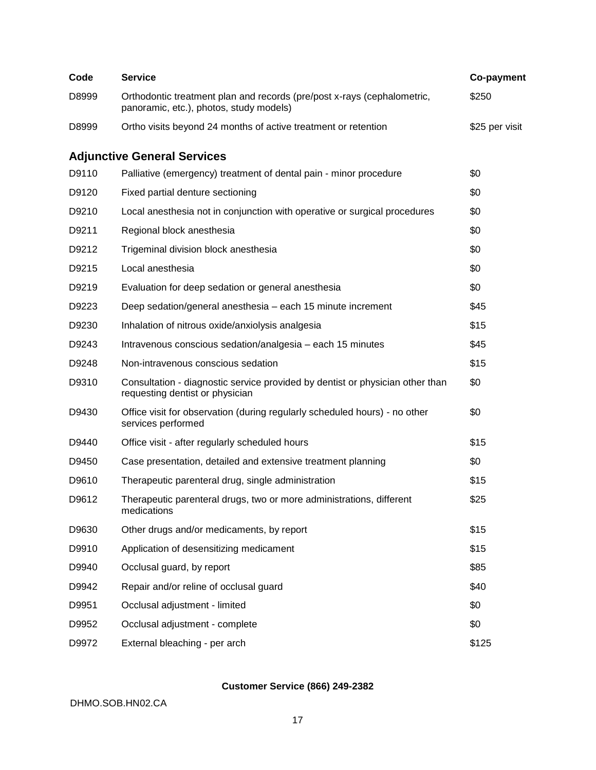| Code | Service | Co-payment |
|---|---|---|
| D8999 | Orthodontic treatment plan and records (pre/post x-rays (cephalometric, panoramic, etc.), photos, study models) | $250 |
| D8999 | Ortho visits beyond 24 months of active treatment or retention | $25 per visit |

## Adjunctive General Services

| Code | Service | Co-payment |
|---|---|---|
| D9110 | Palliative (emergency) treatment of dental pain - minor procedure | $0 |
| D9120 | Fixed partial denture sectioning | $0 |
| D9210 | Local anesthesia not in conjunction with operative or surgical procedures | $0 |
| D9211 | Regional block anesthesia | $0 |
| D9212 | Trigeminal division block anesthesia | $0 |
| D9215 | Local anesthesia | $0 |
| D9219 | Evaluation for deep sedation or general anesthesia | $0 |
| D9223 | Deep sedation/general anesthesia – each 15 minute increment | $45 |
| D9230 | Inhalation of nitrous oxide/anxiolysis analgesia | $15 |
| D9243 | Intravenous conscious sedation/analgesia – each 15 minutes | $45 |
| D9248 | Non-intravenous conscious sedation | $15 |
| D9310 | Consultation - diagnostic service provided by dentist or physician other than requesting dentist or physician | $0 |
| D9430 | Office visit for observation (during regularly scheduled hours) - no other services performed | $0 |
| D9440 | Office visit - after regularly scheduled hours | $15 |
| D9450 | Case presentation, detailed and extensive treatment planning | $0 |
| D9610 | Therapeutic parenteral drug, single administration | $15 |
| D9612 | Therapeutic parenteral drugs, two or more administrations, different medications | $25 |
| D9630 | Other drugs and/or medicaments, by report | $15 |
| D9910 | Application of desensitizing medicament | $15 |
| D9940 | Occlusal guard, by report | $85 |
| D9942 | Repair and/or reline of occlusal guard | $40 |
| D9951 | Occlusal adjustment - limited | $0 |
| D9952 | Occlusal adjustment - complete | $0 |
| D9972 | External bleaching - per arch | $125 |

**Customer Service (866) 249-2382**

DHMO.SOB.HN02.CA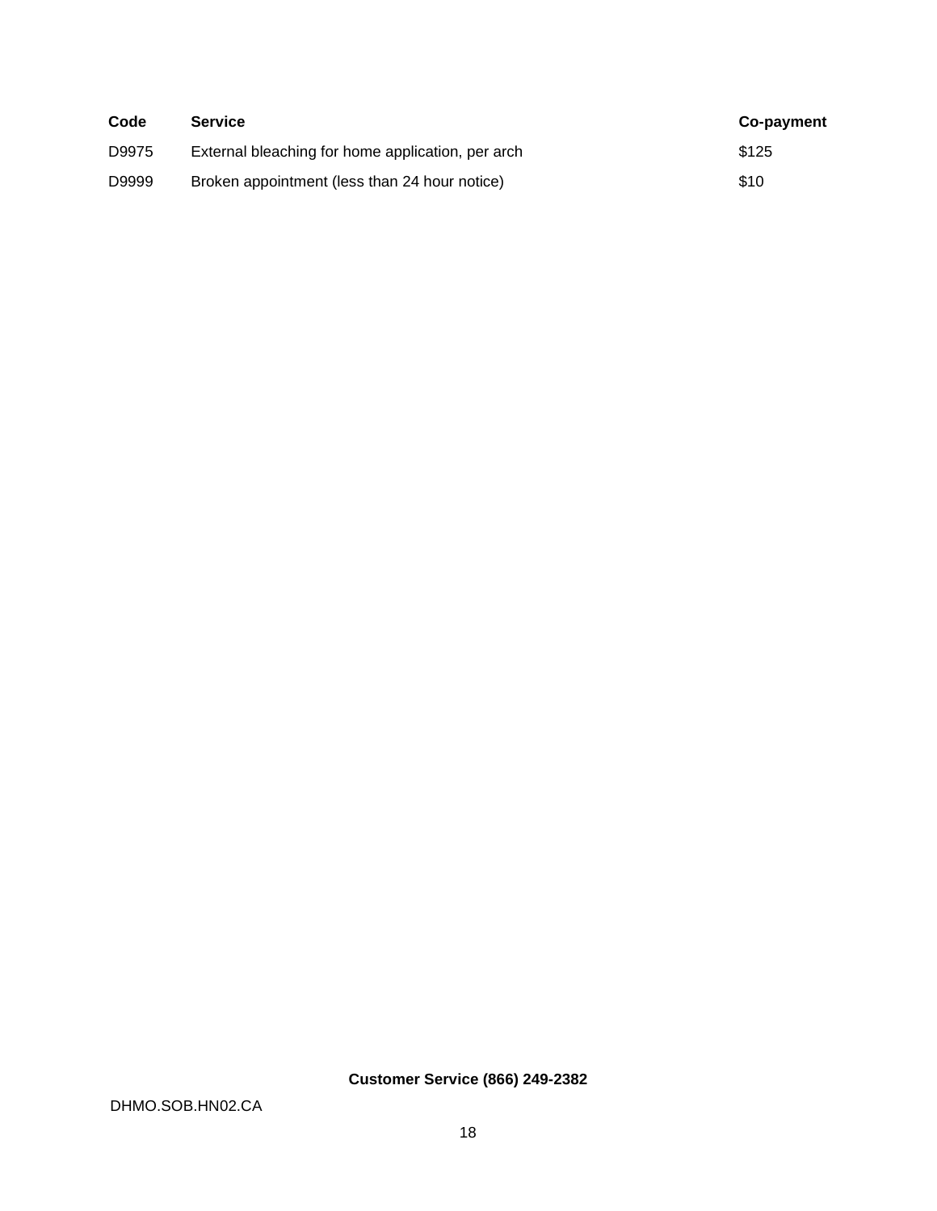| Code | Service | Co-payment |
| --- | --- | --- |
| D9975 | External bleaching for home application, per arch | $125 |
| D9999 | Broken appointment (less than 24 hour notice) | $10 |

**Customer Service (866) 249-2382**

DHMO.SOB.HN02.CA